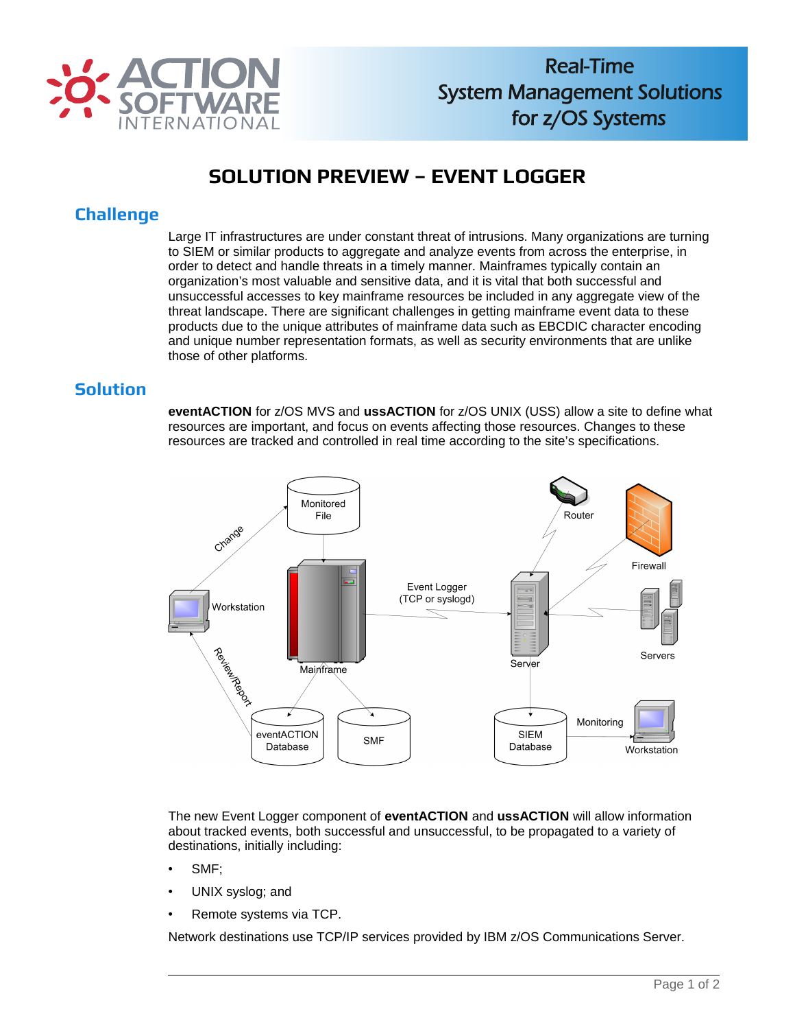# SOLUTION PREVIEW – EVENT LOGGER

## Challenge

Large IT infrastructures are under constant threat of intrusions. Many organizations are turning to SIEM or similar products to aggregate and analyze events from across the enterprise, in order to detect and handle threats in a timely manner. Mainframes typically contain an organization's most valuable and sensitive data, and it is vital that both successful and unsuccessful accesses to key mainframe resources be included in any aggregate view of the threat landscape. There are significant challenges in getting mainframe event data to these products due to the unique attributes of mainframe data such as EBCDIC character encoding and unique number representation formats, as well as security environments that are unlike those of other platforms.

## Solution

**eventACTION** for z/OS MVS and **ussACTION** for z/OS UNIX (USS) allow a site to define what resources are important, and focus on events affecting those resources. Changes to these resources are tracked and controlled in real time according to the site's specifications.

The new Event Logger component of **eventACTION** and **ussACTION** will allow information about tracked events, both successful and unsuccessful, to be propagated to a variety of destinations, initially including:

- SMF;
- UNIX syslog; and
- Remote systems via TCP.

Network destinations use TCP/IP services provided by IBM z/OS Communications Server.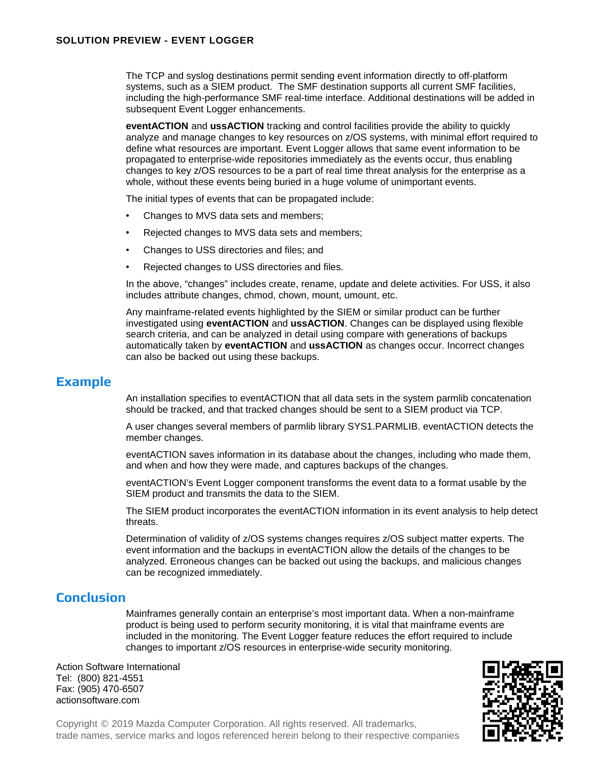The TCP and syslog destinations permit sending event information directly to off-platform systems, such as a SIEM product. The SMF destination supports all current SMF facilities, including the high-performance SMF real-time interface. Additional destinations will be added in subsequent Event Logger enhancements.

**eventACTION** and **ussACTION** tracking and control facilities provide the ability to quickly analyze and manage changes to key resources on z/OS systems, with minimal effort required to define what resources are important. Event Logger allows that same event information to be propagated to enterprise-wide repositories immediately as the events occur, thus enabling changes to key z/OS resources to be a part of real time threat analysis for the enterprise as a whole, without these events being buried in a huge volume of unimportant events.

The initial types of events that can be propagated include:

- Changes to MVS data sets and members;
- Rejected changes to MVS data sets and members;
- Changes to USS directories and files; and
- Rejected changes to USS directories and files.

In the above, “changes” includes create, rename, update and delete activities. For USS, it also includes attribute changes, chmod, chown, mount, umount, etc.

Any mainframe-related events highlighted by the SIEM or similar product can be further investigated using **eventACTION** and **ussACTION**. Changes can be displayed using flexible search criteria, and can be analyzed in detail using compare with generations of backups automatically taken by **eventACTION** and **ussACTION** as changes occur. Incorrect changes can also be backed out using these backups.

## Example

An installation specifies to eventACTION that all data sets in the system parmlib concatenation should be tracked, and that tracked changes should be sent to a SIEM product via TCP.

A user changes several members of parmlib library SYS1.PARMLIB. eventACTION detects the member changes.

eventACTION saves information in its database about the changes, including who made them, and when and how they were made, and captures backups of the changes.

eventACTION’s Event Logger component transforms the event data to a format usable by the SIEM product and transmits the data to the SIEM.

The SIEM product incorporates the eventACTION information in its event analysis to help detect threats.

Determination of validity of z/OS systems changes requires z/OS subject matter experts. The event information and the backups in eventACTION allow the details of the changes to be analyzed. Erroneous changes can be backed out using the backups, and malicious changes can be recognized immediately.

## Conclusion

Mainframes generally contain an enterprise’s most important data. When a non-mainframe product is being used to perform security monitoring, it is vital that mainframe events are included in the monitoring. The Event Logger feature reduces the effort required to include changes to important z/OS resources in enterprise-wide security monitoring.

Action Software International
Tel: (800) 821-4551
Fax: (905) 470-6507
actionsoftware.com

Copyright © 2019 Mazda Computer Corporation. All rights reserved. All trademarks, trade names, service marks and logos referenced herein belong to their respective companies